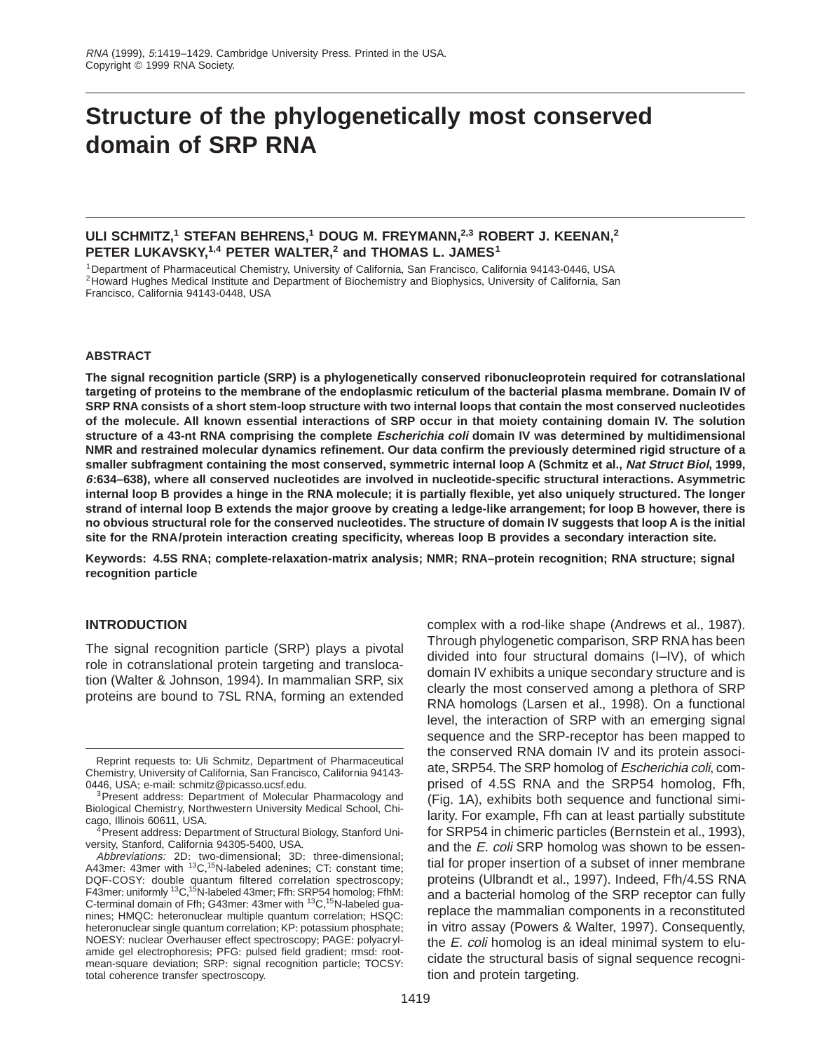# Structure of the phylogenetically most conserved domain of SRP RNA

**ULI SCHMITZ,[1] STEFAN BEHRENS,[1] DOUG M. FREYMANN,[2,3] ROBERT J. KEENAN,[2] PETER LUKAVSKY,[1,4] PETER WALTER,[2] and THOMAS L. JAMES[1]**

[1]Department of Pharmaceutical Chemistry, University of California, San Francisco, California 94143-0446, USA
[2]Howard Hughes Medical Institute and Department of Biochemistry and Biophysics, University of California, San Francisco, California 94143-0448, USA

## ABSTRACT

**The signal recognition particle (SRP) is a phylogenetically conserved ribonucleoprotein required for cotranslational targeting of proteins to the membrane of the endoplasmic reticulum of the bacterial plasma membrane. Domain IV of SRP RNA consists of a short stem-loop structure with two internal loops that contain the most conserved nucleotides of the molecule. All known essential interactions of SRP occur in that moiety containing domain IV. The solution structure of a 43-nt RNA comprising the complete *Escherichia coli* domain IV was determined by multidimensional NMR and restrained molecular dynamics refinement. Our data confirm the previously determined rigid structure of a smaller subfragment containing the most conserved, symmetric internal loop A (Schmitz et al., *Nat Struct Biol*, 1999, *6*:634–638), where all conserved nucleotides are involved in nucleotide-specific structural interactions. Asymmetric internal loop B provides a hinge in the RNA molecule; it is partially flexible, yet also uniquely structured. The longer strand of internal loop B extends the major groove by creating a ledge-like arrangement; for loop B however, there is no obvious structural role for the conserved nucleotides. The structure of domain IV suggests that loop A is the initial site for the RNA/protein interaction creating specificity, whereas loop B provides a secondary interaction site.**

**Keywords: 4.5S RNA; complete-relaxation-matrix analysis; NMR; RNA–protein recognition; RNA structure; signal recognition particle**

## INTRODUCTION

The signal recognition particle (SRP) plays a pivotal role in cotranslational protein targeting and translocation (Walter & Johnson, 1994). In mammalian SRP, six proteins are bound to 7SL RNA, forming an extended complex with a rod-like shape (Andrews et al., 1987). Through phylogenetic comparison, SRP RNA has been divided into four structural domains (I–IV), of which domain IV exhibits a unique secondary structure and is clearly the most conserved among a plethora of SRP RNA homologs (Larsen et al., 1998). On a functional level, the interaction of SRP with an emerging signal sequence and the SRP-receptor has been mapped to the conserved RNA domain IV and its protein associate, SRP54. The SRP homolog of *Escherichia coli*, comprised of 4.5S RNA and the SRP54 homolog, Ffh, (Fig. 1A), exhibits both sequence and functional similarity. For example, Ffh can at least partially substitute for SRP54 in chimeric particles (Bernstein et al., 1993), and the *E. coli* SRP homolog was shown to be essential for proper insertion of a subset of inner membrane proteins (Ulbrandt et al., 1997). Indeed, Ffh/4.5S RNA and a bacterial homolog of the SRP receptor can fully replace the mammalian components in a reconstituted in vitro assay (Powers & Walter, 1997). Consequently, the *E. coli* homolog is an ideal minimal system to elucidate the structural basis of signal sequence recognition and protein targeting.

---

Reprint requests to: Uli Schmitz, Department of Pharmaceutical Chemistry, University of California, San Francisco, California 94143-0446, USA; e-mail: schmitz@picasso.ucsf.edu.

[3]Present address: Department of Molecular Pharmacology and Biological Chemistry, Northwestern University Medical School, Chicago, Illinois 60611, USA.

[4]Present address: Department of Structural Biology, Stanford University, Stanford, California 94305-5400, USA.

*Abbreviations:* 2D: two-dimensional; 3D: three-dimensional; A43mer: 43mer with $^{13}C$,$^{15}N$-labeled adenines; CT: constant time; DQF-COSY: double quantum filtered correlation spectroscopy; F43mer: uniformly $^{13}C$,$^{15}N$-labeled 43mer; Ffh: SRP54 homolog; FfhM: C-terminal domain of Ffh; G43mer: 43mer with $^{13}C$,$^{15}N$-labeled guanines; HMQC: heteronuclear multiple quantum correlation; HSQC: heteronuclear single quantum correlation; KP: potassium phosphate; NOESY: nuclear Overhauser effect spectroscopy; PAGE: polyacrylamide gel electrophoresis; PFG: pulsed field gradient; rmsd: root-mean-square deviation; SRP: signal recognition particle; TOCSY: total coherence transfer spectroscopy.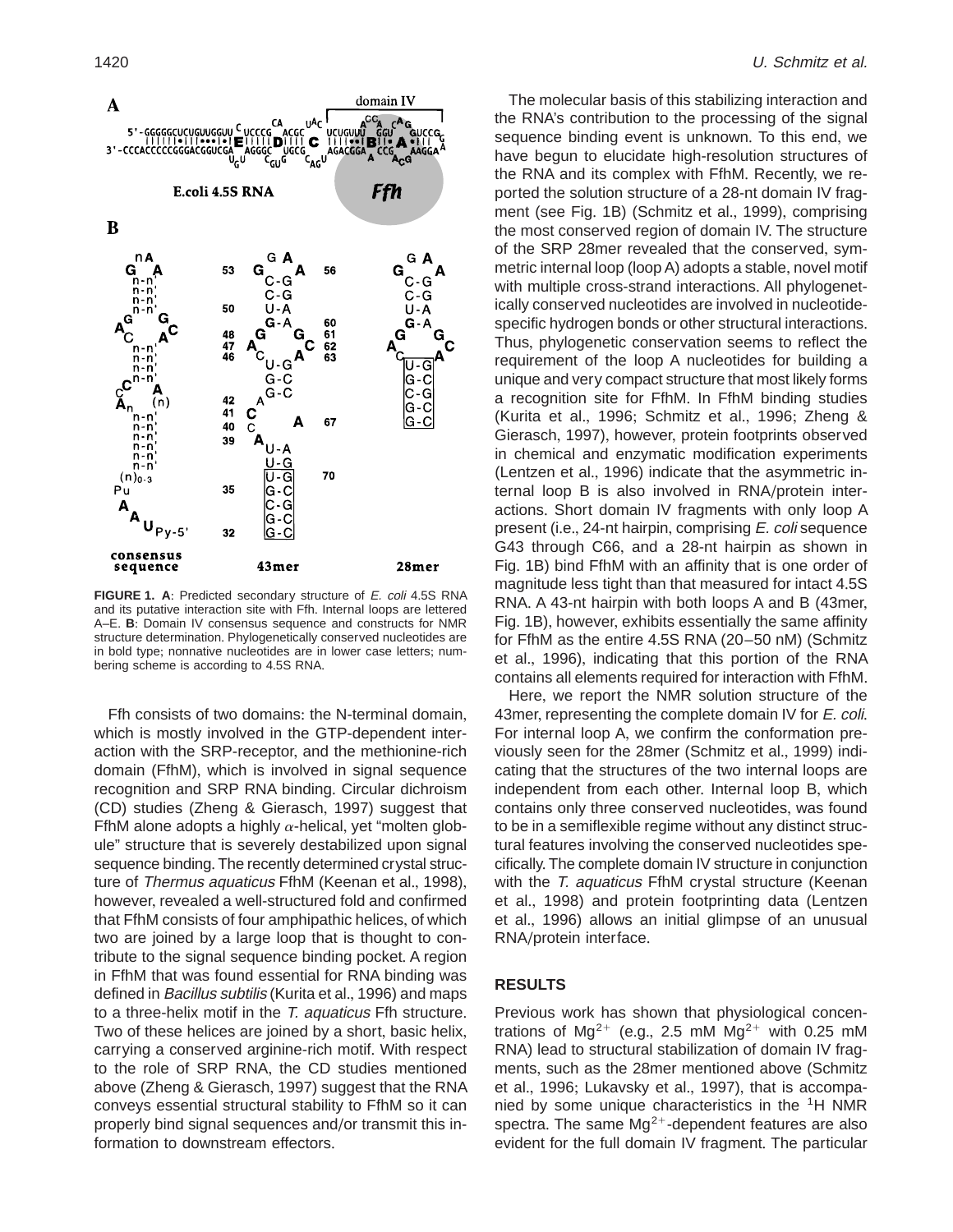**FIGURE 1. A**: Predicted secondary structure of *E. coli* 4.5S RNA and its putative interaction site with Ffh. Internal loops are lettered A–E. **B**: Domain IV consensus sequence and constructs for NMR structure determination. Phylogenetically conserved nucleotides are in bold type; nonnative nucleotides are in lower case letters; numbering scheme is according to 4.5S RNA.

Ffh consists of two domains: the N-terminal domain, which is mostly involved in the GTP-dependent interaction with the SRP-receptor, and the methionine-rich domain (FfhM), which is involved in signal sequence recognition and SRP RNA binding. Circular dichroism (CD) studies (Zheng & Gierasch, 1997) suggest that FfhM alone adopts a highly $\alpha$-helical, yet "molten globule" structure that is severely destabilized upon signal sequence binding. The recently determined crystal structure of *Thermus aquaticus* FfhM (Keenan et al., 1998), however, revealed a well-structured fold and confirmed that FfhM consists of four amphipathic helices, of which two are joined by a large loop that is thought to contribute to the signal sequence binding pocket. A region in FfhM that was found essential for RNA binding was defined in *Bacillus subtilis* (Kurita et al., 1996) and maps to a three-helix motif in the *T. aquaticus* Ffh structure. Two of these helices are joined by a short, basic helix, carrying a conserved arginine-rich motif. With respect to the role of SRP RNA, the CD studies mentioned above (Zheng & Gierasch, 1997) suggest that the RNA conveys essential structural stability to FfhM so it can properly bind signal sequences and/or transmit this information to downstream effectors.

The molecular basis of this stabilizing interaction and the RNA's contribution to the processing of the signal sequence binding event is unknown. To this end, we have begun to elucidate high-resolution structures of the RNA and its complex with FfhM. Recently, we reported the solution structure of a 28-nt domain IV fragment (see Fig. 1B) (Schmitz et al., 1999), comprising the most conserved region of domain IV. The structure of the SRP 28mer revealed that the conserved, symmetric internal loop (loop A) adopts a stable, novel motif with multiple cross-strand interactions. All phylogenetically conserved nucleotides are involved in nucleotide-specific hydrogen bonds or other structural interactions. Thus, phylogenetic conservation seems to reflect the requirement of the loop A nucleotides for building a unique and very compact structure that most likely forms a recognition site for FfhM. In FfhM binding studies (Kurita et al., 1996; Schmitz et al., 1996; Zheng & Gierasch, 1997), however, protein footprints observed in chemical and enzymatic modification experiments (Lentzen et al., 1996) indicate that the asymmetric internal loop B is also involved in RNA/protein interactions. Short domain IV fragments with only loop A present (i.e., 24-nt hairpin, comprising *E. coli* sequence G43 through C66, and a 28-nt hairpin as shown in Fig. 1B) bind FfhM with an affinity that is one order of magnitude less tight than that measured for intact 4.5S RNA. A 43-nt hairpin with both loops A and B (43mer, Fig. 1B), however, exhibits essentially the same affinity for FfhM as the entire 4.5S RNA (20–50 nM) (Schmitz et al., 1996), indicating that this portion of the RNA contains all elements required for interaction with FfhM.

Here, we report the NMR solution structure of the 43mer, representing the complete domain IV for *E. coli*. For internal loop A, we confirm the conformation previously seen for the 28mer (Schmitz et al., 1999) indicating that the structures of the two internal loops are independent from each other. Internal loop B, which contains only three conserved nucleotides, was found to be in a semiflexible regime without any distinct structural features involving the conserved nucleotides specifically. The complete domain IV structure in conjunction with the *T. aquaticus* FfhM crystal structure (Keenan et al., 1998) and protein footprinting data (Lentzen et al., 1996) allows an initial glimpse of an unusual RNA/protein interface.

## RESULTS

Previous work has shown that physiological concentrations of $Mg^{2+}$ (e.g., 2.5 mM $Mg^{2+}$ with 0.25 mM RNA) lead to structural stabilization of domain IV fragments, such as the 28mer mentioned above (Schmitz et al., 1996; Lukavsky et al., 1997), that is accompanied by some unique characteristics in the $^{1}$H NMR spectra. The same $Mg^{2+}$-dependent features are also evident for the full domain IV fragment. The particular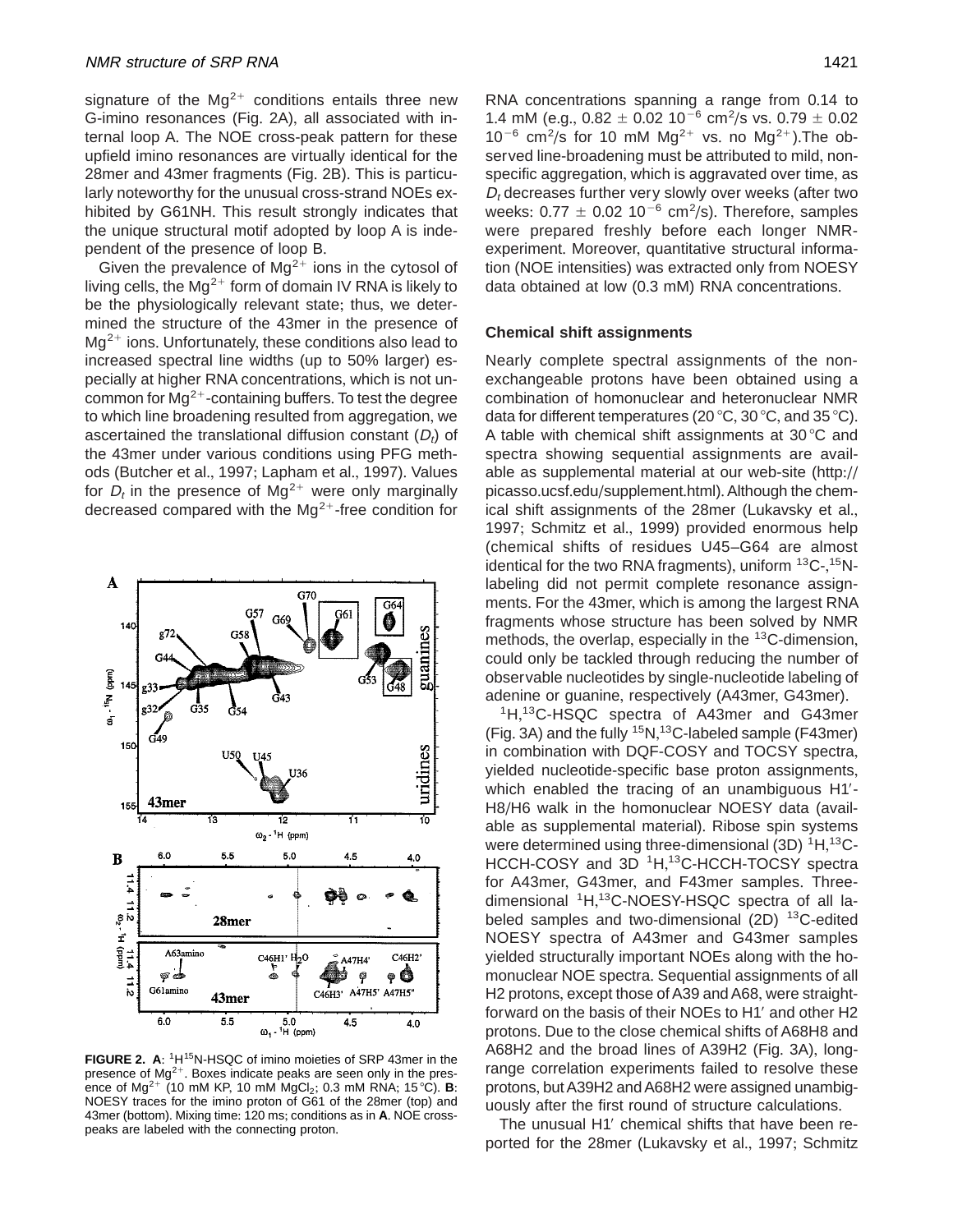signature of the $Mg^{2+}$ conditions entails three new G-imino resonances (Fig. 2A), all associated with internal loop A. The NOE cross-peak pattern for these upfield imino resonances are virtually identical for the 28mer and 43mer fragments (Fig. 2B). This is particularly noteworthy for the unusual cross-strand NOEs exhibited by G61NH. This result strongly indicates that the unique structural motif adopted by loop A is independent of the presence of loop B.

Given the prevalence of $Mg^{2+}$ ions in the cytosol of living cells, the $Mg^{2+}$ form of domain IV RNA is likely to be the physiologically relevant state; thus, we determined the structure of the 43mer in the presence of $Mg^{2+}$ ions. Unfortunately, these conditions also lead to increased spectral line widths (up to 50% larger) especially at higher RNA concentrations, which is not uncommon for $Mg^{2+}$-containing buffers. To test the degree to which line broadening resulted from aggregation, we ascertained the translational diffusion constant ($D_t$) of the 43mer under various conditions using PFG methods (Butcher et al., 1997; Lapham et al., 1997). Values for $D_t$ in the presence of $Mg^{2+}$ were only marginally decreased compared with the $Mg^{2+}$-free condition for RNA concentrations spanning a range from 0.14 to 1.4 mM (e.g., $0.82 \pm 0.02\ 10^{-6}\ cm^2/s$ vs. $0.79 \pm 0.02\ 10^{-6}\ cm^2/s$ for 10 mM $Mg^{2+}$ vs. no $Mg^{2+}$). The observed line-broadening must be attributed to mild, nonspecific aggregation, which is aggravated over time, as $D_t$ decreases further very slowly over weeks (after two weeks: $0.77 \pm 0.02\ 10^{-6}\ cm^2/s$). Therefore, samples were prepared freshly before each longer NMR-experiment. Moreover, quantitative structural information (NOE intensities) was extracted only from NOESY data obtained at low (0.3 mM) RNA concentrations.

**FIGURE 2. A**: $^1H^{15}N$-HSQC of imino moieties of SRP 43mer in the presence of $Mg^{2+}$. Boxes indicate peaks are seen only in the presence of $Mg^{2+}$ (10 mM KP, 10 mM $MgCl_2$; 0.3 mM RNA; 15 °C). **B**: NOESY traces for the imino proton of G61 of the 28mer (top) and 43mer (bottom). Mixing time: 120 ms; conditions as in **A**. NOE cross-peaks are labeled with the connecting proton.

### Chemical shift assignments

Nearly complete spectral assignments of the nonexchangeable protons have been obtained using a combination of homonuclear and heteronuclear NMR data for different temperatures (20 °C, 30 °C, and 35 °C). A table with chemical shift assignments at 30 °C and spectra showing sequential assignments are available as supplemental material at our web-site (http://picasso.ucsf.edu/supplement.html). Although the chemical shift assignments of the 28mer (Lukavsky et al., 1997; Schmitz et al., 1999) provided enormous help (chemical shifts of residues U45–G64 are almost identical for the two RNA fragments), uniform $^{13}C$-,$^{15}N$-labeling did not permit complete resonance assignments. For the 43mer, which is among the largest RNA fragments whose structure has been solved by NMR methods, the overlap, especially in the $^{13}C$-dimension, could only be tackled through reducing the number of observable nucleotides by single-nucleotide labeling of adenine or guanine, respectively (A43mer, G43mer).

$^1H$,$^{13}C$-HSQC spectra of A43mer and G43mer (Fig. 3A) and the fully $^{15}N$,$^{13}C$-labeled sample (F43mer) in combination with DQF-COSY and TOCSY spectra, yielded nucleotide-specific base proton assignments, which enabled the tracing of an unambiguous H1′-H8/H6 walk in the homonuclear NOESY data (available as supplemental material). Ribose spin systems were determined using three-dimensional (3D) $^1H$,$^{13}C$-HCCH-COSY and 3D $^1H$,$^{13}C$-HCCH-TOCSY spectra for A43mer, G43mer, and F43mer samples. Three-dimensional $^1H$,$^{13}C$-NOESY-HSQC spectra of all labeled samples and two-dimensional (2D) $^{13}C$-edited NOESY spectra of A43mer and G43mer samples yielded structurally important NOEs along with the homonuclear NOE spectra. Sequential assignments of all H2 protons, except those of A39 and A68, were straightforward on the basis of their NOEs to H1′ and other H2 protons. Due to the close chemical shifts of A68H8 and A68H2 and the broad lines of A39H2 (Fig. 3A), long-range correlation experiments failed to resolve these protons, but A39H2 and A68H2 were assigned unambiguously after the first round of structure calculations.

The unusual H1′ chemical shifts that have been reported for the 28mer (Lukavsky et al., 1997; Schmitz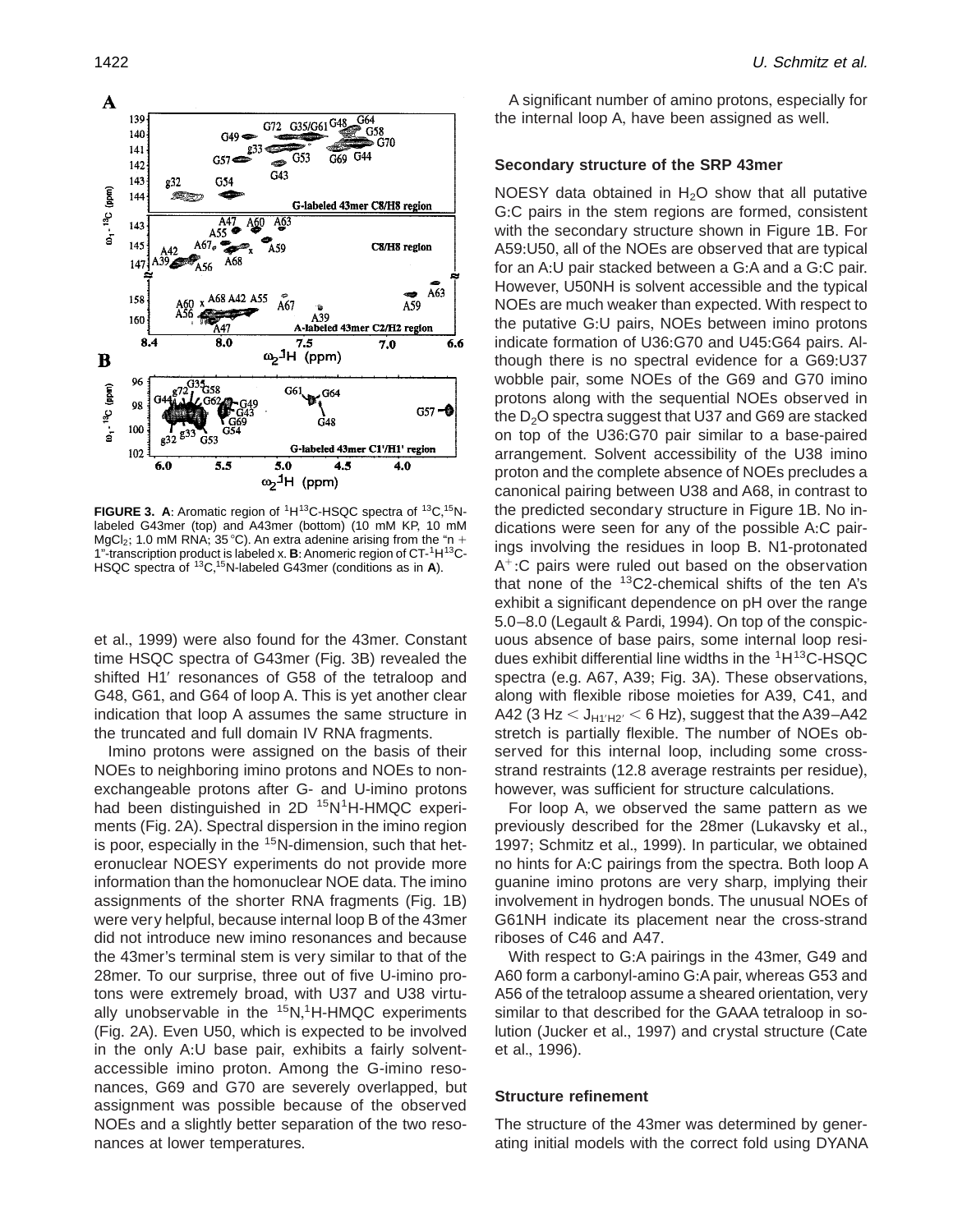**FIGURE 3. A**: Aromatic region of $^{1}H^{13}C$-HSQC spectra of $^{13}C$,$^{15}N$-labeled G43mer (top) and A43mer (bottom) (10 mM KP, 10 mM $MgCl_2$; 1.0 mM RNA; 35 °C). An extra adenine arising from the "n + 1"-transcription product is labeled x. **B**: Anomeric region of CT-$^{1}H^{13}C$-HSQC spectra of $^{13}C$,$^{15}N$-labeled G43mer (conditions as in **A**).

et al., 1999) were also found for the 43mer. Constant time HSQC spectra of G43mer (Fig. 3B) revealed the shifted H1′ resonances of G58 of the tetraloop and G48, G61, and G64 of loop A. This is yet another clear indication that loop A assumes the same structure in the truncated and full domain IV RNA fragments.

Imino protons were assigned on the basis of their NOEs to neighboring imino protons and NOEs to non-exchangeable protons after G- and U-imino protons had been distinguished in 2D $^{15}N^{1}H$-HMQC experiments (Fig. 2A). Spectral dispersion in the imino region is poor, especially in the $^{15}N$-dimension, such that heteronuclear NOESY experiments do not provide more information than the homonuclear NOE data. The imino assignments of the shorter RNA fragments (Fig. 1B) were very helpful, because internal loop B of the 43mer did not introduce new imino resonances and because the 43mer's terminal stem is very similar to that of the 28mer. To our surprise, three out of five U-imino protons were extremely broad, with U37 and U38 virtually unobservable in the $^{15}N$,$^{1}H$-HMQC experiments (Fig. 2A). Even U50, which is expected to be involved in the only A:U base pair, exhibits a fairly solvent-accessible imino proton. Among the G-imino resonances, G69 and G70 are severely overlapped, but assignment was possible because of the observed NOEs and a slightly better separation of the two resonances at lower temperatures.

A significant number of amino protons, especially for the internal loop A, have been assigned as well.

### Secondary structure of the SRP 43mer

NOESY data obtained in $H_2O$ show that all putative G:C pairs in the stem regions are formed, consistent with the secondary structure shown in Figure 1B. For A59:U50, all of the NOEs are observed that are typical for an A:U pair stacked between a G:A and a G:C pair. However, U50NH is solvent accessible and the typical NOEs are much weaker than expected. With respect to the putative G:U pairs, NOEs between imino protons indicate formation of U36:G70 and U45:G64 pairs. Although there is no spectral evidence for a G69:U37 wobble pair, some NOEs of the G69 and G70 imino protons along with the sequential NOEs observed in the $D_2O$ spectra suggest that U37 and G69 are stacked on top of the U36:G70 pair similar to a base-paired arrangement. Solvent accessibility of the U38 imino proton and the complete absence of NOEs precludes a canonical pairing between U38 and A68, in contrast to the predicted secondary structure in Figure 1B. No indications were seen for any of the possible A:C pairings involving the residues in loop B. N1-protonated $A^{+}$:C pairs were ruled out based on the observation that none of the $^{13}C2$-chemical shifts of the ten A's exhibit a significant dependence on pH over the range 5.0–8.0 (Legault & Pardi, 1994). On top of the conspicuous absence of base pairs, some internal loop residues exhibit differential line widths in the $^{1}H^{13}C$-HSQC spectra (e.g. A67, A39; Fig. 3A). These observations, along with flexible ribose moieties for A39, C41, and A42 ($3\ Hz < J_{H1'H2'} < 6\ Hz$), suggest that the A39–A42 stretch is partially flexible. The number of NOEs observed for this internal loop, including some cross-strand restraints (12.8 average restraints per residue), however, was sufficient for structure calculations.

For loop A, we observed the same pattern as we previously described for the 28mer (Lukavsky et al., 1997; Schmitz et al., 1999). In particular, we obtained no hints for A:C pairings from the spectra. Both loop A guanine imino protons are very sharp, implying their involvement in hydrogen bonds. The unusual NOEs of G61NH indicate its placement near the cross-strand riboses of C46 and A47.

With respect to G:A pairings in the 43mer, G49 and A60 form a carbonyl-amino G:A pair, whereas G53 and A56 of the tetraloop assume a sheared orientation, very similar to that described for the GAAA tetraloop in solution (Jucker et al., 1997) and crystal structure (Cate et al., 1996).

### Structure refinement

The structure of the 43mer was determined by generating initial models with the correct fold using DYANA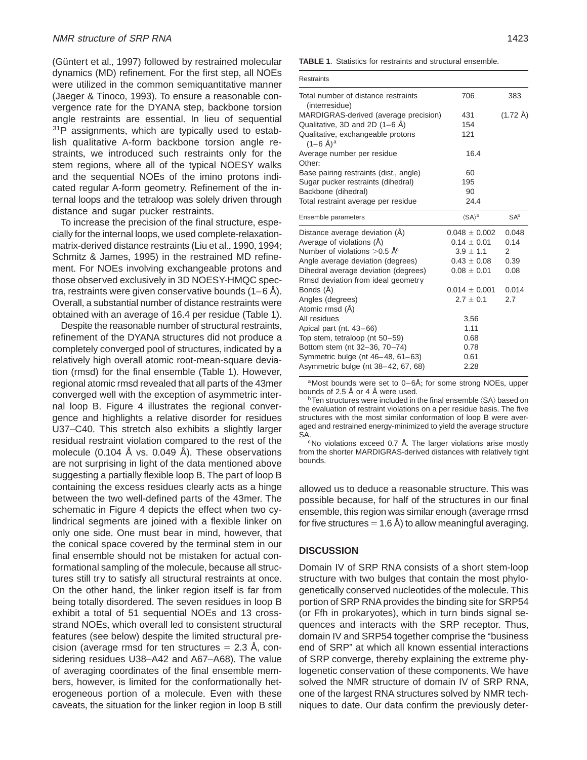(Güntert et al., 1997) followed by restrained molecular dynamics (MD) refinement. For the first step, all NOEs were utilized in the common semiquantitative manner (Jaeger & Tinoco, 1993). To ensure a reasonable convergence rate for the DYANA step, backbone torsion angle restraints are essential. In lieu of sequential $^{31}$P assignments, which are typically used to establish qualitative A-form backbone torsion angle restraints, we introduced such restraints only for the stem regions, where all of the typical NOESY walks and the sequential NOEs of the imino protons indicated regular A-form geometry. Refinement of the internal loops and the tetraloop was solely driven through distance and sugar pucker restraints.

To increase the precision of the final structure, especially for the internal loops, we used complete-relaxation-matrix-derived distance restraints (Liu et al., 1990, 1994; Schmitz & James, 1995) in the restrained MD refinement. For NOEs involving exchangeable protons and those observed exclusively in 3D NOESY-HMQC spectra, restraints were given conservative bounds (1–6 Å). Overall, a substantial number of distance restraints were obtained with an average of 16.4 per residue (Table 1).

Despite the reasonable number of structural restraints, refinement of the DYANA structures did not produce a completely converged pool of structures, indicated by a relatively high overall atomic root-mean-square deviation (rmsd) for the final ensemble (Table 1). However, regional atomic rmsd revealed that all parts of the 43mer converged well with the exception of asymmetric internal loop B. Figure 4 illustrates the regional convergence and highlights a relative disorder for residues U37–C40. This stretch also exhibits a slightly larger residual restraint violation compared to the rest of the molecule (0.104 Å vs. 0.049 Å). These observations are not surprising in light of the data mentioned above suggesting a partially flexible loop B. The part of loop B containing the excess residues clearly acts as a hinge between the two well-defined parts of the 43mer. The schematic in Figure 4 depicts the effect when two cylindrical segments are joined with a flexible linker on only one side. One must bear in mind, however, that the conical space covered by the terminal stem in our final ensemble should not be mistaken for actual conformational sampling of the molecule, because all structures still try to satisfy all structural restraints at once. On the other hand, the linker region itself is far from being totally disordered. The seven residues in loop B exhibit a total of 51 sequential NOEs and 13 cross-strand NOEs, which overall led to consistent structural features (see below) despite the limited structural precision (average rmsd for ten structures = 2.3 Å, considering residues U38–A42 and A67–A68). The value of averaging coordinates of the final ensemble members, however, is limited for the conformationally heterogeneous portion of a molecule. Even with these caveats, the situation for the linker region in loop B still allowed us to deduce a reasonable structure. This was possible because, for half of the structures in our final ensemble, this region was similar enough (average rmsd for five structures = 1.6 Å) to allow meaningful averaging.

**TABLE 1**. Statistics for restraints and structural ensemble.

| Restraints | | |
|---|---|---|
| Total number of distance restraints (interresidue) | 706 | 383 |
| MARDIGRAS-derived (average precision) | 431 | (1.72 Å) |
| Qualitative, 3D and 2D (1–6 Å) | 154 | |
| Qualitative, exchangeable protons (1–6 Å)[a] | 121 | |
| Average number per residue | 16.4 | |
| Other: | | |
| Base pairing restraints (dist., angle) | 60 | |
| Sugar pucker restraints (dihedral) | 195 | |
| Backbone (dihedral) | 90 | |
| Total restraint average per residue | 24.4 | |
| **Ensemble parameters** | **⟨SA⟩[b]** | **SA[b]** |
| Distance average deviation (Å) | 0.048 ± 0.002 | 0.048 |
| Average of violations (Å) | 0.14 ± 0.01 | 0.14 |
| Number of violations >0.5 Å[c] | 3.9 ± 1.1 | 2 |
| Angle average deviation (degrees) | 0.43 ± 0.08 | 0.39 |
| Dihedral average deviation (degrees) | 0.08 ± 0.01 | 0.08 |
| Rmsd deviation from ideal geometry | | |
| Bonds (Å) | 0.014 ± 0.001 | 0.014 |
| Angles (degrees) | 2.7 ± 0.1 | 2.7 |
| Atomic rmsd (Å) | | |
| All residues | 3.56 | |
| Apical part (nt. 43–66) | 1.11 | |
| Top stem, tetraloop (nt 50–59) | 0.68 | |
| Bottom stem (nt 32–36, 70–74) | 0.78 | |
| Symmetric bulge (nt 46–48, 61–63) | 0.61 | |
| Asymmetric bulge (nt 38–42, 67, 68) | 2.28 | |

[a]Most bounds were set to 0–6Å; for some strong NOEs, upper bounds of 2.5 Å or 4 Å were used.

[b]Ten structures were included in the final ensemble ⟨SA⟩ based on the evaluation of restraint violations on a per residue basis. The five structures with the most similar conformation of loop B were averaged and restrained energy-minimized to yield the average structure SA.

[c]No violations exceed 0.7 Å. The larger violations arise mostly from the shorter MARDIGRAS-derived distances with relatively tight bounds.

## DISCUSSION

Domain IV of SRP RNA consists of a short stem-loop structure with two bulges that contain the most phylogenetically conserved nucleotides of the molecule. This portion of SRP RNA provides the binding site for SRP54 (or Ffh in prokaryotes), which in turn binds signal sequences and interacts with the SRP receptor. Thus, domain IV and SRP54 together comprise the "business end of SRP" at which all known essential interactions of SRP converge, thereby explaining the extreme phylogenetic conservation of these components. We have solved the NMR structure of domain IV of SRP RNA, one of the largest RNA structures solved by NMR techniques to date. Our data confirm the previously deter-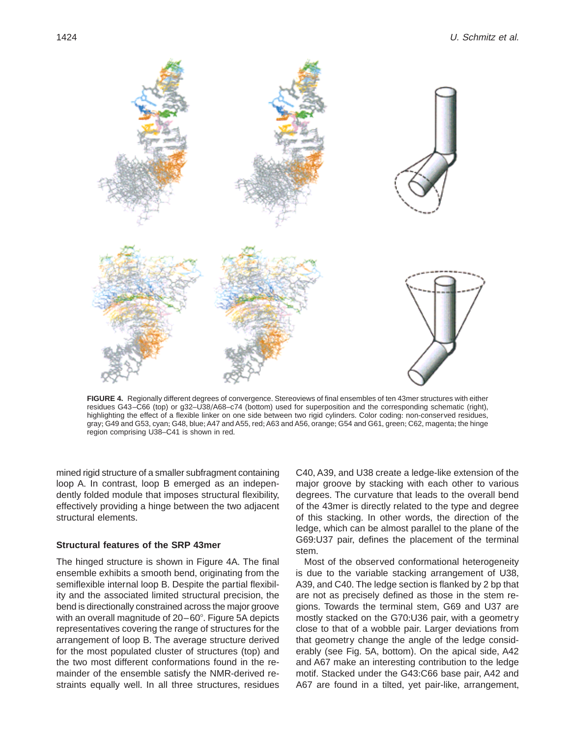**FIGURE 4.** Regionally different degrees of convergence. Stereoviews of final ensembles of ten 43mer structures with either residues G43–C66 (top) or g32–U38/A68–c74 (bottom) used for superposition and the corresponding schematic (right), highlighting the effect of a flexible linker on one side between two rigid cylinders. Color coding: non-conserved residues, gray; G49 and G53, cyan; G48, blue; A47 and A55, red; A63 and A56, orange; G54 and G61, green; C62, magenta; the hinge region comprising U38–C41 is shown in red.

mined rigid structure of a smaller subfragment containing loop A. In contrast, loop B emerged as an independently folded module that imposes structural flexibility, effectively providing a hinge between the two adjacent structural elements.

### Structural features of the SRP 43mer

The hinged structure is shown in Figure 4A. The final ensemble exhibits a smooth bend, originating from the semiflexible internal loop B. Despite the partial flexibility and the associated limited structural precision, the bend is directionally constrained across the major groove with an overall magnitude of 20–60°. Figure 5A depicts representatives covering the range of structures for the arrangement of loop B. The average structure derived for the most populated cluster of structures (top) and the two most different conformations found in the remainder of the ensemble satisfy the NMR-derived restraints equally well. In all three structures, residues C40, A39, and U38 create a ledge-like extension of the major groove by stacking with each other to various degrees. The curvature that leads to the overall bend of the 43mer is directly related to the type and degree of this stacking. In other words, the direction of the ledge, which can be almost parallel to the plane of the G69:U37 pair, defines the placement of the terminal stem.

Most of the observed conformational heterogeneity is due to the variable stacking arrangement of U38, A39, and C40. The ledge section is flanked by 2 bp that are not as precisely defined as those in the stem regions. Towards the terminal stem, G69 and U37 are mostly stacked on the G70:U36 pair, with a geometry close to that of a wobble pair. Larger deviations from that geometry change the angle of the ledge considerably (see Fig. 5A, bottom). On the apical side, A42 and A67 make an interesting contribution to the ledge motif. Stacked under the G43:C66 base pair, A42 and A67 are found in a tilted, yet pair-like, arrangement,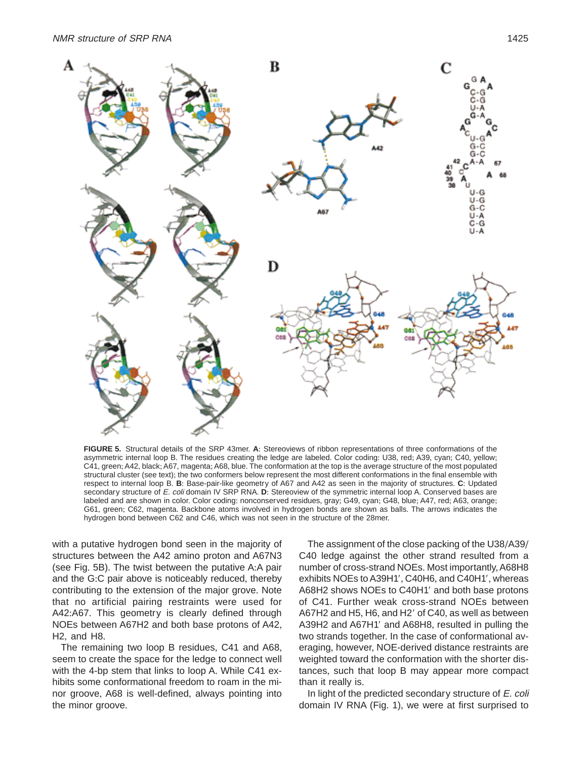**FIGURE 5.** Structural details of the SRP 43mer. **A**: Stereoviews of ribbon representations of three conformations of the asymmetric internal loop B. The residues creating the ledge are labeled. Color coding: U38, red; A39, cyan; C40, yellow; C41, green; A42, black; A67, magenta; A68, blue. The conformation at the top is the average structure of the most populated structural cluster (see text); the two conformers below represent the most different conformations in the final ensemble with respect to internal loop B. **B**: Base-pair-like geometry of A67 and A42 as seen in the majority of structures. **C**: Updated secondary structure of *E. coli* domain IV SRP RNA. **D**: Stereoview of the symmetric internal loop A. Conserved bases are labeled and are shown in color. Color coding: nonconserved residues, gray; G49, cyan; G48, blue; A47, red; A63, orange; G61, green; C62, magenta. Backbone atoms involved in hydrogen bonds are shown as balls. The arrows indicates the hydrogen bond between C62 and C46, which was not seen in the structure of the 28mer.

with a putative hydrogen bond seen in the majority of structures between the A42 amino proton and A67N3 (see Fig. 5B). The twist between the putative A:A pair and the G:C pair above is noticeably reduced, thereby contributing to the extension of the major grove. Note that no artificial pairing restraints were used for A42:A67. This geometry is clearly defined through NOEs between A67H2 and both base protons of A42, H2, and H8.

The remaining two loop B residues, C41 and A68, seem to create the space for the ledge to connect well with the 4-bp stem that links to loop A. While C41 exhibits some conformational freedom to roam in the minor groove, A68 is well-defined, always pointing into the minor groove.

The assignment of the close packing of the U38/A39/C40 ledge against the other strand resulted from a number of cross-strand NOEs. Most importantly, A68H8 exhibits NOEs to A39H1′, C40H6, and C40H1′, whereas A68H2 shows NOEs to C40H1′ and both base protons of C41. Further weak cross-strand NOEs between A67H2 and H5, H6, and H2′ of C40, as well as between A39H2 and A67H1′ and A68H8, resulted in pulling the two strands together. In the case of conformational averaging, however, NOE-derived distance restraints are weighted toward the conformation with the shorter distances, such that loop B may appear more compact than it really is.

In light of the predicted secondary structure of *E. coli* domain IV RNA (Fig. 1), we were at first surprised to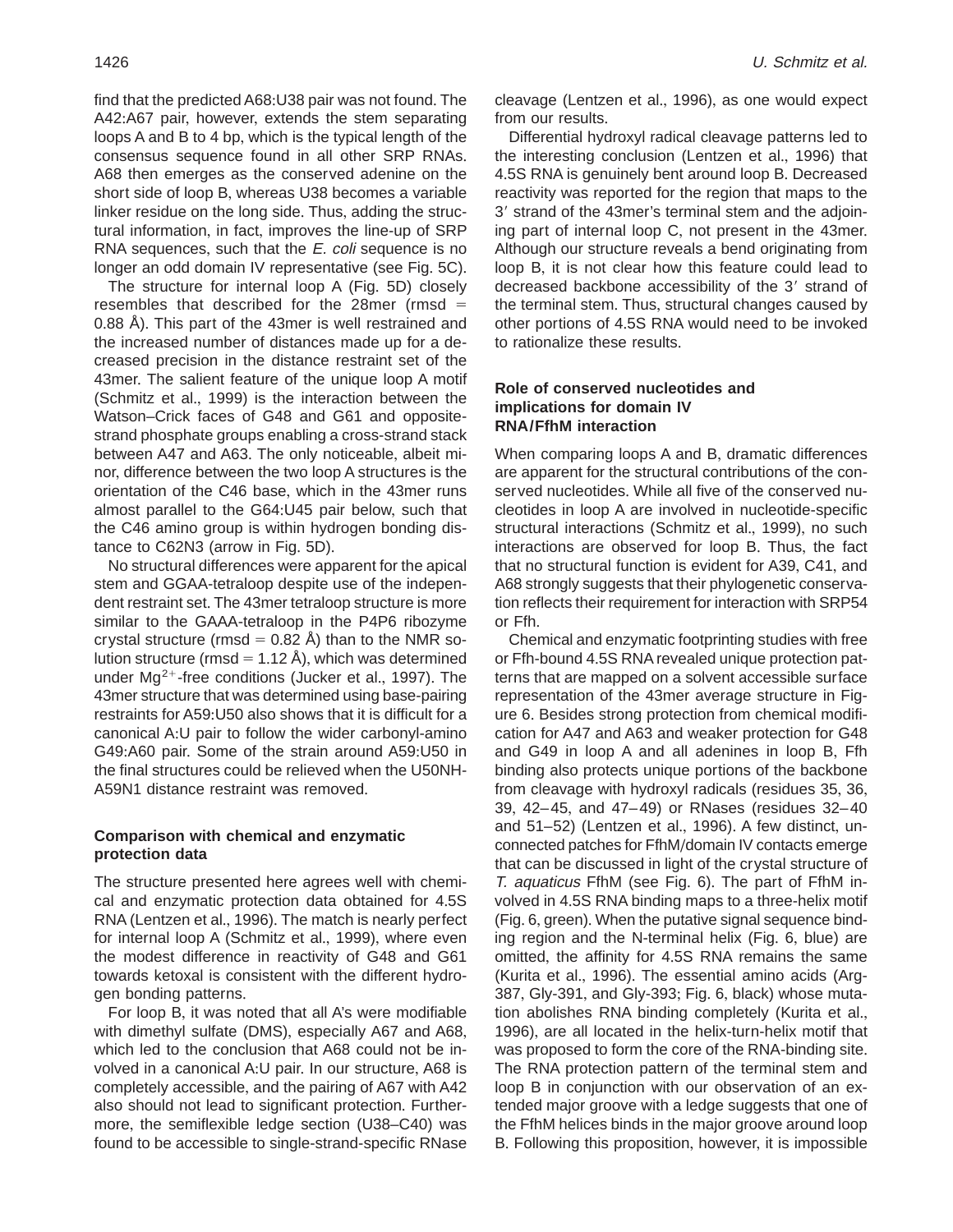find that the predicted A68:U38 pair was not found. The A42:A67 pair, however, extends the stem separating loops A and B to 4 bp, which is the typical length of the consensus sequence found in all other SRP RNAs. A68 then emerges as the conserved adenine on the short side of loop B, whereas U38 becomes a variable linker residue on the long side. Thus, adding the structural information, in fact, improves the line-up of SRP RNA sequences, such that the *E. coli* sequence is no longer an odd domain IV representative (see Fig. 5C).

The structure for internal loop A (Fig. 5D) closely resembles that described for the 28mer (rmsd = 0.88 Å). This part of the 43mer is well restrained and the increased number of distances made up for a decreased precision in the distance restraint set of the 43mer. The salient feature of the unique loop A motif (Schmitz et al., 1999) is the interaction between the Watson–Crick faces of G48 and G61 and opposite-strand phosphate groups enabling a cross-strand stack between A47 and A63. The only noticeable, albeit minor, difference between the two loop A structures is the orientation of the C46 base, which in the 43mer runs almost parallel to the G64:U45 pair below, such that the C46 amino group is within hydrogen bonding distance to C62N3 (arrow in Fig. 5D).

No structural differences were apparent for the apical stem and GGAA-tetraloop despite use of the independent restraint set. The 43mer tetraloop structure is more similar to the GAAA-tetraloop in the P4P6 ribozyme crystal structure (rmsd = 0.82 Å) than to the NMR solution structure (rmsd = 1.12 Å), which was determined under $Mg^{2+}$-free conditions (Jucker et al., 1997). The 43mer structure that was determined using base-pairing restraints for A59:U50 also shows that it is difficult for a canonical A:U pair to follow the wider carbonyl-amino G49:A60 pair. Some of the strain around A59:U50 in the final structures could be relieved when the U50NH-A59N1 distance restraint was removed.

### Comparison with chemical and enzymatic protection data

The structure presented here agrees well with chemical and enzymatic protection data obtained for 4.5S RNA (Lentzen et al., 1996). The match is nearly perfect for internal loop A (Schmitz et al., 1999), where even the modest difference in reactivity of G48 and G61 towards ketoxal is consistent with the different hydrogen bonding patterns.

For loop B, it was noted that all A's were modifiable with dimethyl sulfate (DMS), especially A67 and A68, which led to the conclusion that A68 could not be involved in a canonical A:U pair. In our structure, A68 is completely accessible, and the pairing of A67 with A42 also should not lead to significant protection. Furthermore, the semiflexible ledge section (U38–C40) was found to be accessible to single-strand-specific RNase cleavage (Lentzen et al., 1996), as one would expect from our results.

Differential hydroxyl radical cleavage patterns led to the interesting conclusion (Lentzen et al., 1996) that 4.5S RNA is genuinely bent around loop B. Decreased reactivity was reported for the region that maps to the 3′ strand of the 43mer's terminal stem and the adjoining part of internal loop C, not present in the 43mer. Although our structure reveals a bend originating from loop B, it is not clear how this feature could lead to decreased backbone accessibility of the 3′ strand of the terminal stem. Thus, structural changes caused by other portions of 4.5S RNA would need to be invoked to rationalize these results.

### Role of conserved nucleotides and implications for domain IV RNA/FfhM interaction

When comparing loops A and B, dramatic differences are apparent for the structural contributions of the conserved nucleotides. While all five of the conserved nucleotides in loop A are involved in nucleotide-specific structural interactions (Schmitz et al., 1999), no such interactions are observed for loop B. Thus, the fact that no structural function is evident for A39, C41, and A68 strongly suggests that their phylogenetic conservation reflects their requirement for interaction with SRP54 or Ffh.

Chemical and enzymatic footprinting studies with free or Ffh-bound 4.5S RNA revealed unique protection patterns that are mapped on a solvent accessible surface representation of the 43mer average structure in Figure 6. Besides strong protection from chemical modification for A47 and A63 and weaker protection for G48 and G49 in loop A and all adenines in loop B, Ffh binding also protects unique portions of the backbone from cleavage with hydroxyl radicals (residues 35, 36, 39, 42–45, and 47–49) or RNases (residues 32–40 and 51–52) (Lentzen et al., 1996). A few distinct, unconnected patches for FfhM/domain IV contacts emerge that can be discussed in light of the crystal structure of *T. aquaticus* FfhM (see Fig. 6). The part of FfhM involved in 4.5S RNA binding maps to a three-helix motif (Fig. 6, green). When the putative signal sequence binding region and the N-terminal helix (Fig. 6, blue) are omitted, the affinity for 4.5S RNA remains the same (Kurita et al., 1996). The essential amino acids (Arg-387, Gly-391, and Gly-393; Fig. 6, black) whose mutation abolishes RNA binding completely (Kurita et al., 1996), are all located in the helix-turn-helix motif that was proposed to form the core of the RNA-binding site. The RNA protection pattern of the terminal stem and loop B in conjunction with our observation of an extended major groove with a ledge suggests that one of the FfhM helices binds in the major groove around loop B. Following this proposition, however, it is impossible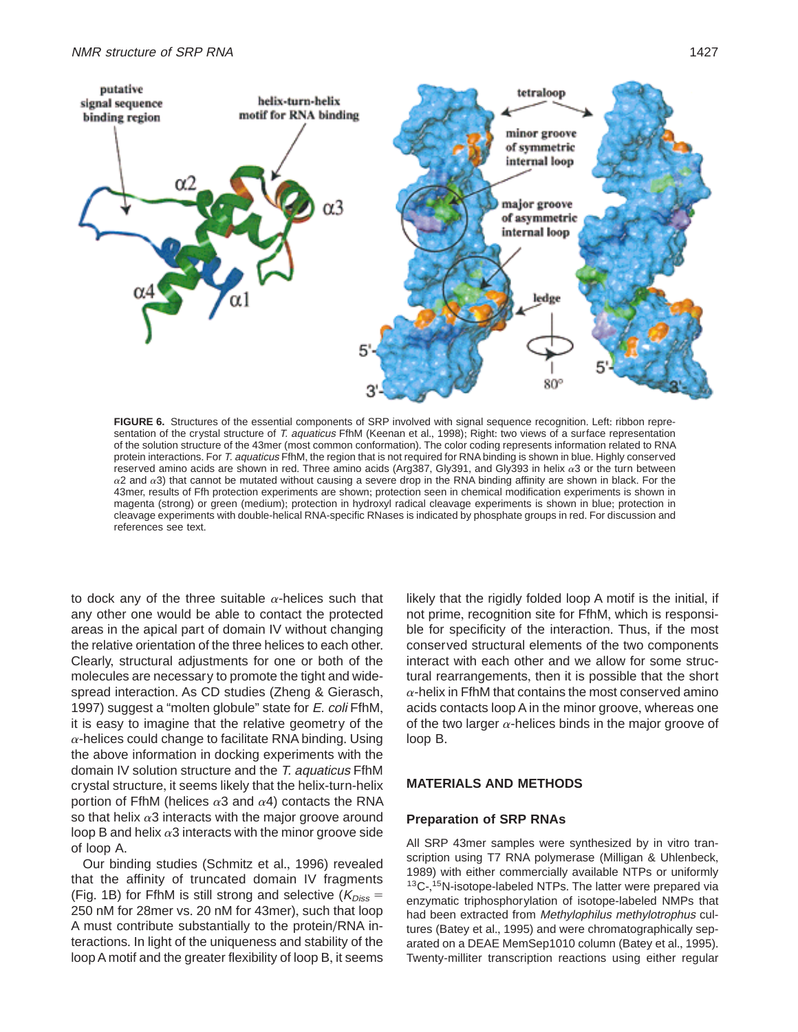**FIGURE 6.** Structures of the essential components of SRP involved with signal sequence recognition. Left: ribbon representation of the crystal structure of *T. aquaticus* FfhM (Keenan et al., 1998); Right: two views of a surface representation of the solution structure of the 43mer (most common conformation). The color coding represents information related to RNA protein interactions. For *T. aquaticus* FfhM, the region that is not required for RNA binding is shown in blue. Highly conserved reserved amino acids are shown in red. Three amino acids (Arg387, Gly391, and Gly393 in helix $\alpha3$ or the turn between $\alpha2$ and $\alpha3$) that cannot be mutated without causing a severe drop in the RNA binding affinity are shown in black. For the 43mer, results of Ffh protection experiments are shown; protection seen in chemical modification experiments is shown in magenta (strong) or green (medium); protection in hydroxyl radical cleavage experiments is shown in blue; protection in cleavage experiments with double-helical RNA-specific RNases is indicated by phosphate groups in red. For discussion and references see text.

to dock any of the three suitable $\alpha$-helices such that any other one would be able to contact the protected areas in the apical part of domain IV without changing the relative orientation of the three helices to each other. Clearly, structural adjustments for one or both of the molecules are necessary to promote the tight and widespread interaction. As CD studies (Zheng & Gierasch, 1997) suggest a "molten globule" state for *E. coli* FfhM, it is easy to imagine that the relative geometry of the $\alpha$-helices could change to facilitate RNA binding. Using the above information in docking experiments with the domain IV solution structure and the *T. aquaticus* FfhM crystal structure, it seems likely that the helix-turn-helix portion of FfhM (helices $\alpha3$ and $\alpha4$) contacts the RNA so that helix $\alpha3$ interacts with the major groove around loop B and helix $\alpha3$ interacts with the minor groove side of loop A.

Our binding studies (Schmitz et al., 1996) revealed that the affinity of truncated domain IV fragments (Fig. 1B) for FfhM is still strong and selective ($K_{Diss}$ = 250 nM for 28mer vs. 20 nM for 43mer), such that loop A must contribute substantially to the protein/RNA interactions. In light of the uniqueness and stability of the loop A motif and the greater flexibility of loop B, it seems likely that the rigidly folded loop A motif is the initial, if not prime, recognition site for FfhM, which is responsible for specificity of the interaction. Thus, if the most conserved structural elements of the two components interact with each other and we allow for some structural rearrangements, then it is possible that the short $\alpha$-helix in FfhM that contains the most conserved amino acids contacts loop A in the minor groove, whereas one of the two larger $\alpha$-helices binds in the major groove of loop B.

## MATERIALS AND METHODS

### Preparation of SRP RNAs

All SRP 43mer samples were synthesized by in vitro transcription using T7 RNA polymerase (Milligan & Uhlenbeck, 1989) with either commercially available NTPs or uniformly $^{13}C$-,$^{15}N$-isotope-labeled NTPs. The latter were prepared via enzymatic triphosphorylation of isotope-labeled NMPs that had been extracted from *Methylophilus methylotrophus* cultures (Batey et al., 1995) and were chromatographically separated on a DEAE MemSep1010 column (Batey et al., 1995). Twenty-milliter transcription reactions using either regular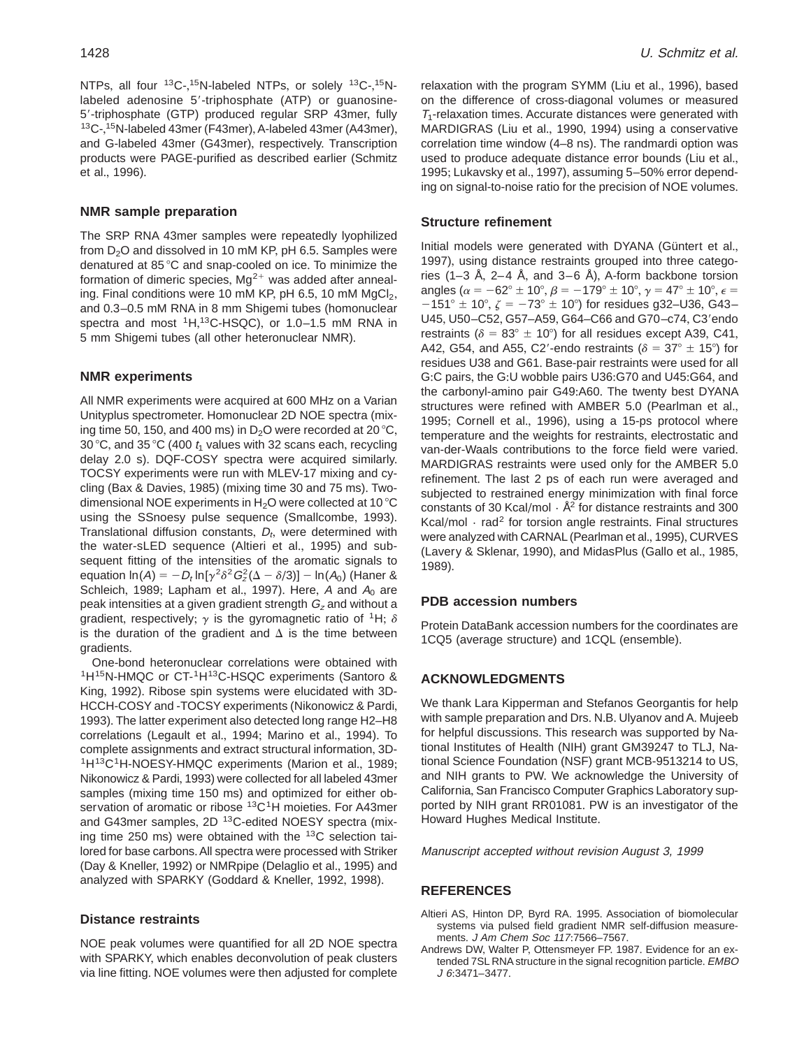NTPs, all four $^{13}$C-,$^{15}$N-labeled NTPs, or solely $^{13}$C-,$^{15}$N-labeled adenosine 5′-triphosphate (ATP) or guanosine-5′-triphosphate (GTP) produced regular SRP 43mer, fully $^{13}$C-,$^{15}$N-labeled 43mer (F43mer), A-labeled 43mer (A43mer), and G-labeled 43mer (G43mer), respectively. Transcription products were PAGE-purified as described earlier (Schmitz et al., 1996).

### NMR sample preparation

The SRP RNA 43mer samples were repeatedly lyophilized from $D_2O$ and dissolved in 10 mM KP, pH 6.5. Samples were denatured at 85 °C and snap-cooled on ice. To minimize the formation of dimeric species, $Mg^{2+}$ was added after annealing. Final conditions were 10 mM KP, pH 6.5, 10 mM $MgCl_2$, and 0.3–0.5 mM RNA in 8 mm Shigemi tubes (homonuclear spectra and most $^1$H,$^{13}$C-HSQC), or 1.0–1.5 mM RNA in 5 mm Shigemi tubes (all other heteronuclear NMR).

### NMR experiments

All NMR experiments were acquired at 600 MHz on a Varian Unityplus spectrometer. Homonuclear 2D NOE spectra (mixing time 50, 150, and 400 ms) in $D_2O$ were recorded at 20 °C, 30 °C, and 35 °C (400 $t_1$ values with 32 scans each, recycling delay 2.0 s). DQF-COSY spectra were acquired similarly. TOCSY experiments were run with MLEV-17 mixing and cycling (Bax & Davies, 1985) (mixing time 30 and 75 ms). Two-dimensional NOE experiments in $H_2O$ were collected at 10 °C using the SSnoesy pulse sequence (Smallcombe, 1993). Translational diffusion constants, $D_t$, were determined with the water-sLED sequence (Altieri et al., 1995) and subsequent fitting of the intensities of the aromatic signals to equation $\ln(A) = -D_t \ln[\gamma^2\delta^2 G_z^2(\Delta - \delta/3)] - \ln(A_0)$ (Haner & Schleich, 1989; Lapham et al., 1997). Here, $A$ and $A_0$ are peak intensities at a given gradient strength $G_z$ and without a gradient, respectively; $\gamma$ is the gyromagnetic ratio of $^1$H; $\delta$ is the duration of the gradient and $\Delta$ is the time between gradients.

One-bond heteronuclear correlations were obtained with $^1$H$^{15}$N-HMQC or CT-$^1$H$^{13}$C-HSQC experiments (Santoro & King, 1992). Ribose spin systems were elucidated with 3D-HCCH-COSY and -TOCSY experiments (Nikonowicz & Pardi, 1993). The latter experiment also detected long range H2–H8 correlations (Legault et al., 1994; Marino et al., 1994). To complete assignments and extract structural information, 3D-$^1$H$^{13}$C$^1$H-NOESY-HMQC experiments (Marion et al., 1989; Nikonowicz & Pardi, 1993) were collected for all labeled 43mer samples (mixing time 150 ms) and optimized for either observation of aromatic or ribose $^{13}$C$^1$H moieties. For A43mer and G43mer samples, 2D $^{13}$C-edited NOESY spectra (mixing time 250 ms) were obtained with the $^{13}$C selection tailored for base carbons. All spectra were processed with Striker (Day & Kneller, 1992) or NMRpipe (Delaglio et al., 1995) and analyzed with SPARKY (Goddard & Kneller, 1992, 1998).

### Distance restraints

NOE peak volumes were quantified for all 2D NOE spectra with SPARKY, which enables deconvolution of peak clusters via line fitting. NOE volumes were then adjusted for complete relaxation with the program SYMM (Liu et al., 1996), based on the difference of cross-diagonal volumes or measured $T_1$-relaxation times. Accurate distances were generated with MARDIGRAS (Liu et al., 1990, 1994) using a conservative correlation time window (4–8 ns). The randmardi option was used to produce adequate distance error bounds (Liu et al., 1995; Lukavsky et al., 1997), assuming 5–50% error depending on signal-to-noise ratio for the precision of NOE volumes.

### Structure refinement

Initial models were generated with DYANA (Güntert et al., 1997), using distance restraints grouped into three categories (1–3 Å, 2–4 Å, and 3–6 Å), A-form backbone torsion angles ($\alpha = -62° \pm 10°$, $\beta = -179° \pm 10°$, $\gamma = 47° \pm 10°$, $\epsilon = -151° \pm 10°$, $\zeta = -73° \pm 10°$) for residues g32–U36, G43–U45, U50–C52, G57–A59, G64–C66 and G70–c74, C3′endo restraints ($\delta = 83° \pm 10°$) for all residues except A39, C41, A42, G54, and A55, C2′-endo restraints ($\delta = 37° \pm 15°$) for residues U38 and G61. Base-pair restraints were used for all G:C pairs, the G:U wobble pairs U36:G70 and U45:G64, and the carbonyl-amino pair G49:A60. The twenty best DYANA structures were refined with AMBER 5.0 (Pearlman et al., 1995; Cornell et al., 1996), using a 15-ps protocol where temperature and the weights for restraints, electrostatic and van-der-Waals contributions to the force field were varied. MARDIGRAS restraints were used only for the AMBER 5.0 refinement. The last 2 ps of each run were averaged and subjected to restrained energy minimization with final force constants of 30 Kcal/mol · Å$^2$ for distance restraints and 300 Kcal/mol · rad$^2$ for torsion angle restraints. Final structures were analyzed with CARNAL (Pearlman et al., 1995), CURVES (Lavery & Sklenar, 1990), and MidasPlus (Gallo et al., 1985, 1989).

### PDB accession numbers

Protein DataBank accession numbers for the coordinates are 1CQ5 (average structure) and 1CQL (ensemble).

## ACKNOWLEDGMENTS

We thank Lara Kipperman and Stefanos Georgantis for help with sample preparation and Drs. N.B. Ulyanov and A. Mujeeb for helpful discussions. This research was supported by National Institutes of Health (NIH) grant GM39247 to TLJ, National Science Foundation (NSF) grant MCB-9513214 to US, and NIH grants to PW. We acknowledge the University of California, San Francisco Computer Graphics Laboratory supported by NIH grant RR01081. PW is an investigator of the Howard Hughes Medical Institute.

*Manuscript accepted without revision August 3, 1999*

## REFERENCES

Altieri AS, Hinton DP, Byrd RA. 1995. Association of biomolecular systems via pulsed field gradient NMR self-diffusion measurements. *J Am Chem Soc 117*:7566–7567.

Andrews DW, Walter P, Ottensmeyer FP. 1987. Evidence for an extended 7SL RNA structure in the signal recognition particle. *EMBO J 6*:3471–3477.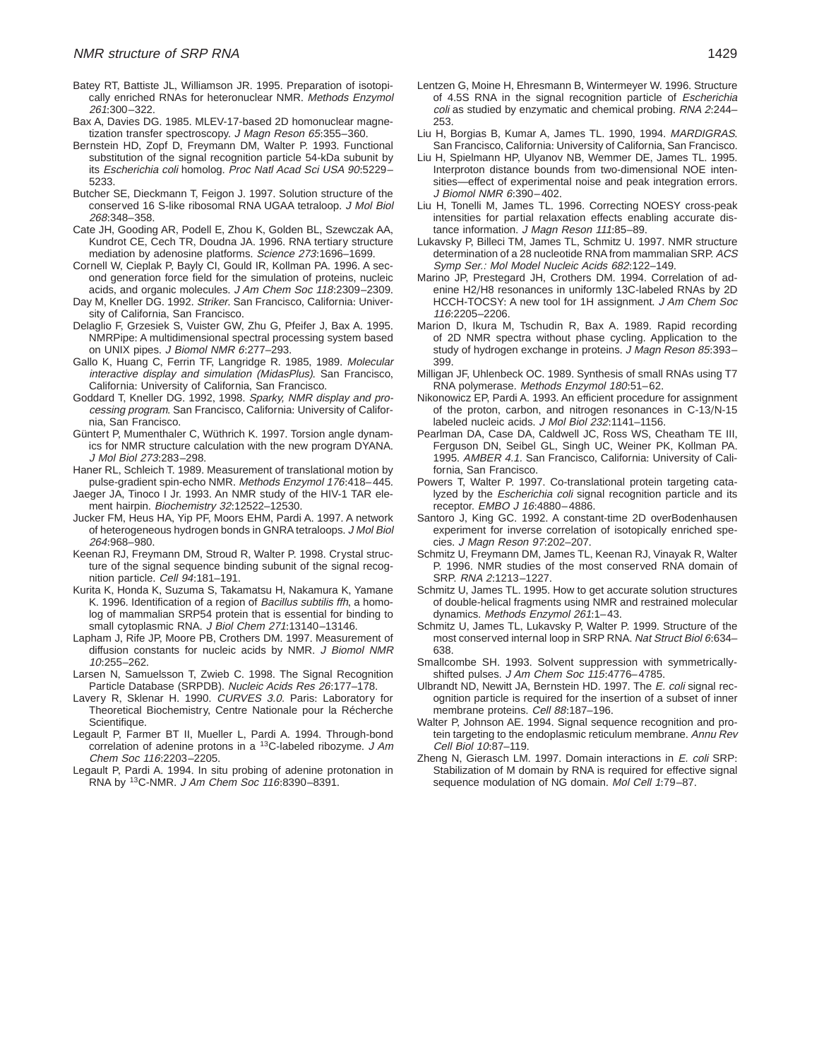Batey RT, Battiste JL, Williamson JR. 1995. Preparation of isotopically enriched RNAs for heteronuclear NMR. *Methods Enzymol 261*:300–322.

Bax A, Davies DG. 1985. MLEV-17-based 2D homonuclear magnetization transfer spectroscopy. *J Magn Reson 65*:355–360.

Bernstein HD, Zopf D, Freymann DM, Walter P. 1993. Functional substitution of the signal recognition particle 54-kDa subunit by its *Escherichia coli* homolog. *Proc Natl Acad Sci USA 90*:5229–5233.

Butcher SE, Dieckmann T, Feigon J. 1997. Solution structure of the conserved 16 S-like ribosomal RNA UGAA tetraloop. *J Mol Biol 268*:348–358.

Cate JH, Gooding AR, Podell E, Zhou K, Golden BL, Szewczak AA, Kundrot CE, Cech TR, Doudna JA. 1996. RNA tertiary structure mediation by adenosine platforms. *Science 273*:1696–1699.

Cornell W, Cieplak P, Bayly CI, Gould IR, Kollman PA. 1996. A second generation force field for the simulation of proteins, nucleic acids, and organic molecules. *J Am Chem Soc 118*:2309–2309.

Day M, Kneller DG. 1992. *Striker*. San Francisco, California: University of California, San Francisco.

Delaglio F, Grzesiek S, Vuister GW, Zhu G, Pfeifer J, Bax A. 1995. NMRPipe: A multidimensional spectral processing system based on UNIX pipes. *J Biomol NMR 6*:277–293.

Gallo K, Huang C, Ferrin TF, Langridge R. 1985, 1989. *Molecular interactive display and simulation (MidasPlus)*. San Francisco, California: University of California, San Francisco.

Goddard T, Kneller DG. 1992, 1998. *Sparky, NMR display and processing program*. San Francisco, California: University of California, San Francisco.

Güntert P, Mumenthaler C, Wüthrich K. 1997. Torsion angle dynamics for NMR structure calculation with the new program DYANA. *J Mol Biol 273*:283–298.

Haner RL, Schleich T. 1989. Measurement of translational motion by pulse-gradient spin-echo NMR. *Methods Enzymol 176*:418–445.

Jaeger JA, Tinoco I Jr. 1993. An NMR study of the HIV-1 TAR element hairpin. *Biochemistry 32*:12522–12530.

Jucker FM, Heus HA, Yip PF, Moors EHM, Pardi A. 1997. A network of heterogeneous hydrogen bonds in GNRA tetraloops. *J Mol Biol 264*:968–980.

Keenan RJ, Freymann DM, Stroud R, Walter P. 1998. Crystal structure of the signal sequence binding subunit of the signal recognition particle. *Cell 94*:181–191.

Kurita K, Honda K, Suzuma S, Takamatsu H, Nakamura K, Yamane K. 1996. Identification of a region of *Bacillus subtilis ffh*, a homolog of mammalian SRP54 protein that is essential for binding to small cytoplasmic RNA. *J Biol Chem 271*:13140–13146.

Lapham J, Rife JP, Moore PB, Crothers DM. 1997. Measurement of diffusion constants for nucleic acids by NMR. *J Biomol NMR 10*:255–262.

Larsen N, Samuelsson T, Zwieb C. 1998. The Signal Recognition Particle Database (SRPDB). *Nucleic Acids Res 26*:177–178.

Lavery R, Sklenar H. 1990. *CURVES 3.0*. Paris: Laboratory for Theoretical Biochemistry, Centre Nationale pour la Récherche Scientifique.

Legault P, Farmer BT II, Mueller L, Pardi A. 1994. Through-bond correlation of adenine protons in a $^{13}$C-labeled ribozyme. *J Am Chem Soc 116*:2203–2205.

Legault P, Pardi A. 1994. In situ probing of adenine protonation in RNA by $^{13}$C-NMR. *J Am Chem Soc 116*:8390–8391.

Lentzen G, Moine H, Ehresmann B, Wintermeyer W. 1996. Structure of 4.5S RNA in the signal recognition particle of *Escherichia coli* as studied by enzymatic and chemical probing. *RNA 2*:244–253.

Liu H, Borgias B, Kumar A, James TL. 1990, 1994. *MARDIGRAS*. San Francisco, California: University of California, San Francisco.

Liu H, Spielmann HP, Ulyanov NB, Wemmer DE, James TL. 1995. Interproton distance bounds from two-dimensional NOE intensities—effect of experimental noise and peak integration errors. *J Biomol NMR 6*:390–402.

Liu H, Tonelli M, James TL. 1996. Correcting NOESY cross-peak intensities for partial relaxation effects enabling accurate distance information. *J Magn Reson 111*:85–89.

Lukavsky P, Billeci TM, James TL, Schmitz U. 1997. NMR structure determination of a 28 nucleotide RNA from mammalian SRP. *ACS Symp Ser.: Mol Model Nucleic Acids 682*:122–149.

Marino JP, Prestegard JH, Crothers DM. 1994. Correlation of adenine H2/H8 resonances in uniformly 13C-labeled RNAs by 2D HCCH-TOCSY: A new tool for 1H assignment. *J Am Chem Soc 116*:2205–2206.

Marion D, Ikura M, Tschudin R, Bax A. 1989. Rapid recording of 2D NMR spectra without phase cycling. Application to the study of hydrogen exchange in proteins. *J Magn Reson 85*:393–399.

Milligan JF, Uhlenbeck OC. 1989. Synthesis of small RNAs using T7 RNA polymerase. *Methods Enzymol 180*:51–62.

Nikonowicz EP, Pardi A. 1993. An efficient procedure for assignment of the proton, carbon, and nitrogen resonances in C-13/N-15 labeled nucleic acids. *J Mol Biol 232*:1141–1156.

Pearlman DA, Case DA, Caldwell JC, Ross WS, Cheatham TE III, Ferguson DN, Seibel GL, Singh UC, Weiner PK, Kollman PA. 1995. *AMBER 4.1*. San Francisco, California: University of California, San Francisco.

Powers T, Walter P. 1997. Co-translational protein targeting catalyzed by the *Escherichia coli* signal recognition particle and its receptor. *EMBO J 16*:4880–4886.

Santoro J, King GC. 1992. A constant-time 2D overBodenhausen experiment for inverse correlation of isotopically enriched species. *J Magn Reson 97*:202–207.

Schmitz U, Freymann DM, James TL, Keenan RJ, Vinayak R, Walter P. 1996. NMR studies of the most conserved RNA domain of SRP. *RNA 2*:1213–1227.

Schmitz U, James TL. 1995. How to get accurate solution structures of double-helical fragments using NMR and restrained molecular dynamics. *Methods Enzymol 261*:1–43.

Schmitz U, James TL, Lukavsky P, Walter P. 1999. Structure of the most conserved internal loop in SRP RNA. *Nat Struct Biol 6*:634–638.

Smallcombe SH. 1993. Solvent suppression with symmetrically-shifted pulses. *J Am Chem Soc 115*:4776–4785.

Ulbrandt ND, Newitt JA, Bernstein HD. 1997. The *E. coli* signal recognition particle is required for the insertion of a subset of inner membrane proteins. *Cell 88*:187–196.

Walter P, Johnson AE. 1994. Signal sequence recognition and protein targeting to the endoplasmic reticulum membrane. *Annu Rev Cell Biol 10*:87–119.

Zheng N, Gierasch LM. 1997. Domain interactions in *E. coli* SRP: Stabilization of M domain by RNA is required for effective signal sequence modulation of NG domain. *Mol Cell 1*:79–87.